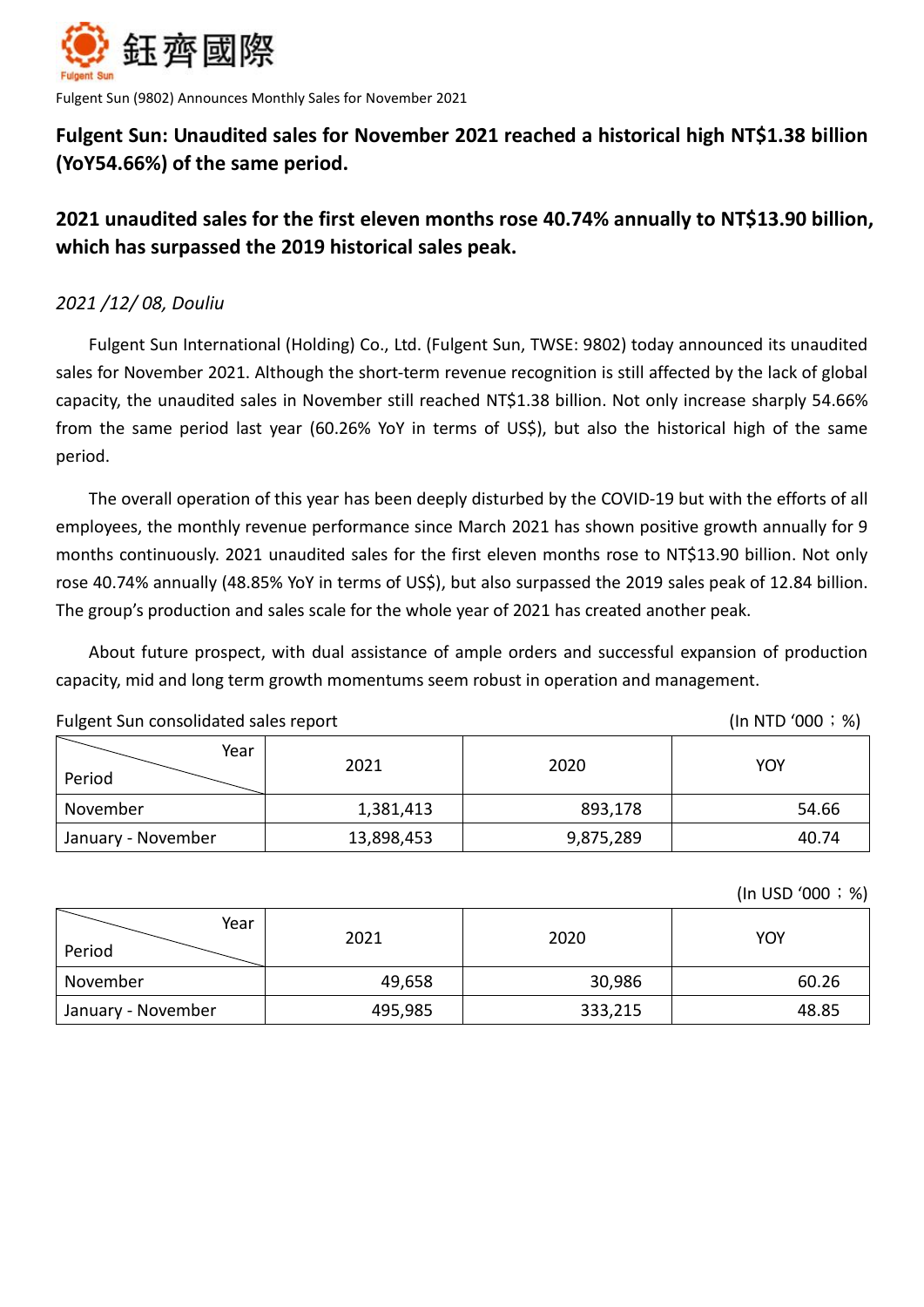鈺齊國際

Fulgent Sun

Fulgent Sun (9802) Announces Monthly Sales for November 2021

## Fulgent Sun: Unaudited sales for November 2021 reached a historical high NT$1.38 billion (YoY54.66%) of the same period.

## 2021 unaudited sales for the first eleven months rose 40.74% annually to NT$13.90 billion, which has surpassed the 2019 historical sales peak.

*2021 /12/ 08, Douliu*

Fulgent Sun International (Holding) Co., Ltd. (Fulgent Sun, TWSE: 9802) today announced its unaudited sales for November 2021. Although the short-term revenue recognition is still affected by the lack of global capacity, the unaudited sales in November still reached NT$1.38 billion. Not only increase sharply 54.66% from the same period last year (60.26% YoY in terms of US$), but also the historical high of the same period.

The overall operation of this year has been deeply disturbed by the COVID-19 but with the efforts of all employees, the monthly revenue performance since March 2021 has shown positive growth annually for 9 months continuously. 2021 unaudited sales for the first eleven months rose to NT$13.90 billion. Not only rose 40.74% annually (48.85% YoY in terms of US$), but also surpassed the 2019 sales peak of 12.84 billion. The group's production and sales scale for the whole year of 2021 has created another peak.

About future prospect, with dual assistance of ample orders and successful expansion of production capacity, mid and long term growth momentums seem robust in operation and management.

Fulgent Sun consolidated sales report (In NTD '000；%)

| Period \ Year | 2021 | 2020 | YOY |
|---|---|---|---|
| November | 1,381,413 | 893,178 | 54.66 |
| January - November | 13,898,453 | 9,875,289 | 40.74 |

(In USD '000；%)

| Period \ Year | 2021 | 2020 | YOY |
|---|---|---|---|
| November | 49,658 | 30,986 | 60.26 |
| January - November | 495,985 | 333,215 | 48.85 |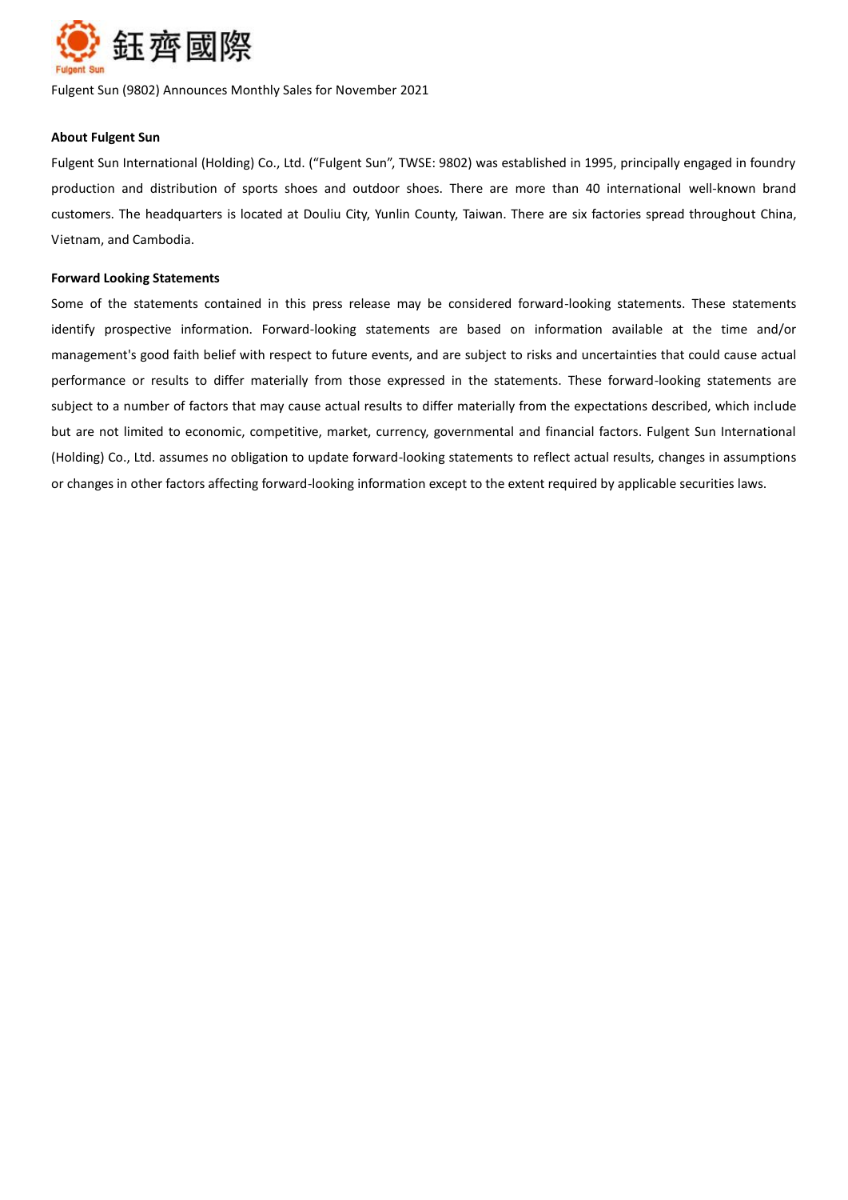**About Fulgent Sun**

Fulgent Sun International (Holding) Co., Ltd. ("Fulgent Sun", TWSE: 9802) was established in 1995, principally engaged in foundry production and distribution of sports shoes and outdoor shoes. There are more than 40 international well-known brand customers. The headquarters is located at Douliu City, Yunlin County, Taiwan. There are six factories spread throughout China, Vietnam, and Cambodia.

**Forward Looking Statements**

Some of the statements contained in this press release may be considered forward-looking statements. These statements identify prospective information. Forward-looking statements are based on information available at the time and/or management's good faith belief with respect to future events, and are subject to risks and uncertainties that could cause actual performance or results to differ materially from those expressed in the statements. These forward-looking statements are subject to a number of factors that may cause actual results to differ materially from the expectations described, which include but are not limited to economic, competitive, market, currency, governmental and financial factors. Fulgent Sun International (Holding) Co., Ltd. assumes no obligation to update forward-looking statements to reflect actual results, changes in assumptions or changes in other factors affecting forward-looking information except to the extent required by applicable securities laws.